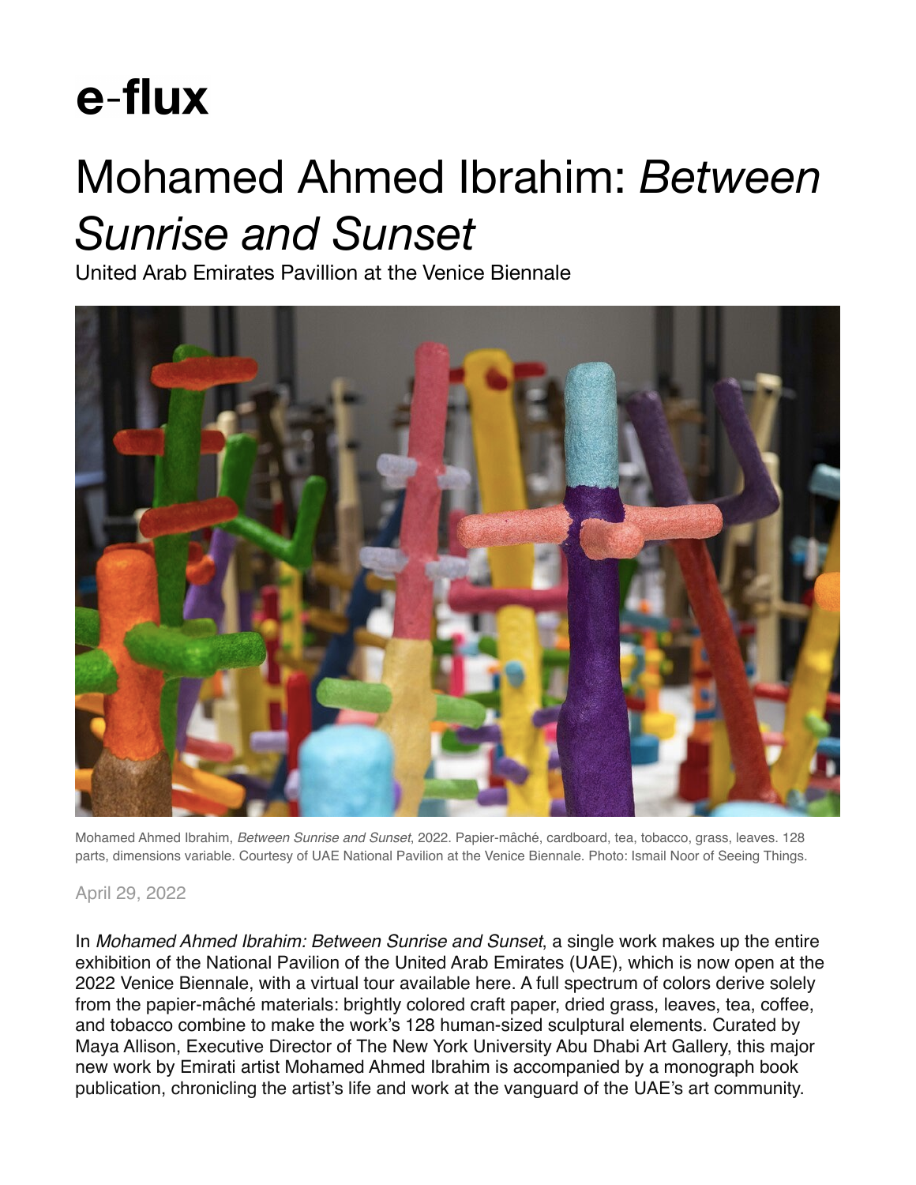# e-flux

# Mohamed Ahmed Ibrahim: *Between Sunrise and Sunset*

United Arab Emirates Pavillion at the Venice Biennale

Mohamed Ahmed Ibrahim, *Between Sunrise and Sunset*, 2022. Papier-mâché, cardboard, tea, tobacco, grass, leaves. 128 parts, dimensions variable. Courtesy of UAE National Pavilion at the Venice Biennale. Photo: Ismail Noor of Seeing Things.

April 29, 2022

In *Mohamed Ahmed Ibrahim: Between Sunrise and Sunset*, a single work makes up the entire exhibition of the National Pavilion of the United Arab Emirates (UAE), which is now open at the 2022 Venice Biennale, with a virtual tour available here. A full spectrum of colors derive solely from the papier-mâché materials: brightly colored craft paper, dried grass, leaves, tea, coffee, and tobacco combine to make the work's 128 human-sized sculptural elements. Curated by Maya Allison, Executive Director of The New York University Abu Dhabi Art Gallery, this major new work by Emirati artist Mohamed Ahmed Ibrahim is accompanied by a monograph book publication, chronicling the artist's life and work at the vanguard of the UAE's art community.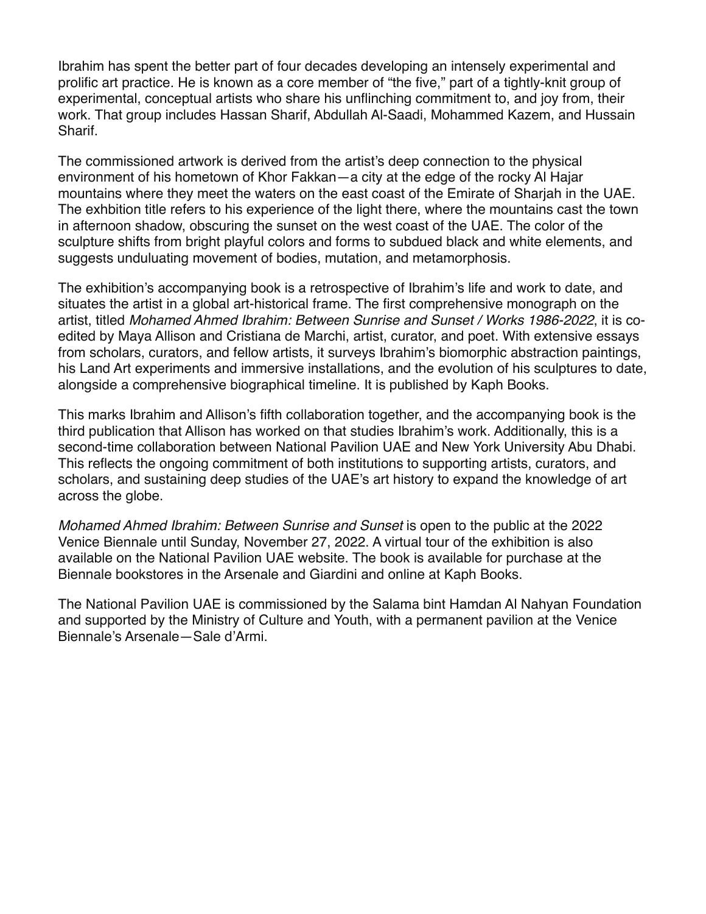Ibrahim has spent the better part of four decades developing an intensely experimental and prolific art practice. He is known as a core member of "the five," part of a tightly-knit group of experimental, conceptual artists who share his unflinching commitment to, and joy from, their work. That group includes Hassan Sharif, Abdullah Al-Saadi, Mohammed Kazem, and Hussain Sharif.

The commissioned artwork is derived from the artist's deep connection to the physical environment of his hometown of Khor Fakkan—a city at the edge of the rocky Al Hajar mountains where they meet the waters on the east coast of the Emirate of Sharjah in the UAE. The exhbition title refers to his experience of the light there, where the mountains cast the town in afternoon shadow, obscuring the sunset on the west coast of the UAE. The color of the sculpture shifts from bright playful colors and forms to subdued black and white elements, and suggests unduluating movement of bodies, mutation, and metamorphosis.

The exhibition's accompanying book is a retrospective of Ibrahim's life and work to date, and situates the artist in a global art-historical frame. The first comprehensive monograph on the artist, titled *Mohamed Ahmed Ibrahim: Between Sunrise and Sunset / Works 1986-2022*, it is co-edited by Maya Allison and Cristiana de Marchi, artist, curator, and poet. With extensive essays from scholars, curators, and fellow artists, it surveys Ibrahim's biomorphic abstraction paintings, his Land Art experiments and immersive installations, and the evolution of his sculptures to date, alongside a comprehensive biographical timeline. It is published by Kaph Books.

This marks Ibrahim and Allison's fifth collaboration together, and the accompanying book is the third publication that Allison has worked on that studies Ibrahim's work. Additionally, this is a second-time collaboration between National Pavilion UAE and New York University Abu Dhabi. This reflects the ongoing commitment of both institutions to supporting artists, curators, and scholars, and sustaining deep studies of the UAE's art history to expand the knowledge of art across the globe.

*Mohamed Ahmed Ibrahim: Between Sunrise and Sunset* is open to the public at the 2022 Venice Biennale until Sunday, November 27, 2022. A virtual tour of the exhibition is also available on the National Pavilion UAE website. The book is available for purchase at the Biennale bookstores in the Arsenale and Giardini and online at Kaph Books.

The National Pavilion UAE is commissioned by the Salama bint Hamdan Al Nahyan Foundation and supported by the Ministry of Culture and Youth, with a permanent pavilion at the Venice Biennale's Arsenale—Sale d'Armi.